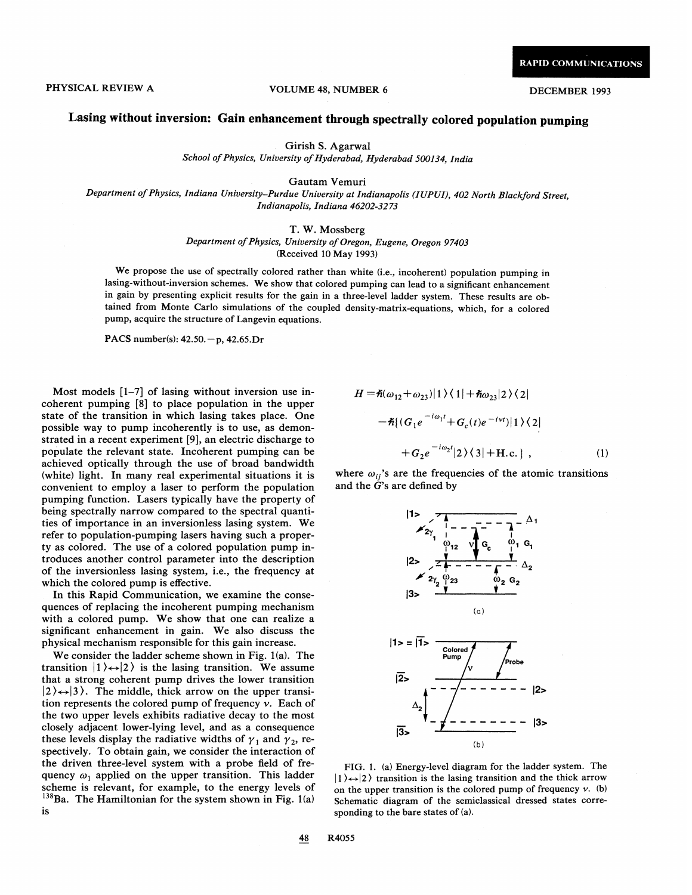# Lasing without inversion: Gain enhancement through spectrally colored population pumping

Girish S. Agarwal
*School of Physics, University of Hyderabad, Hyderabad 500134, India*

Gautam Vemuri
*Department of Physics, Indiana University–Purdue University at Indianapolis (IUPUI), 402 North Blackford Street, Indianapolis, Indiana 46202-3273*

T. W. Mossberg
*Department of Physics, University of Oregon, Eugene, Oregon 97403*
(Received 10 May 1993)

We propose the use of spectrally colored rather than white (i.e., incoherent) population pumping in lasing-without-inversion schemes. We show that colored pumping can lead to a significant enhancement in gain by presenting explicit results for the gain in a three-level ladder system. These results are obtained from Monte Carlo simulations of the coupled density-matrix-equations, which, for a colored pump, acquire the structure of Langevin equations.

PACS number(s): 42.50.−p, 42.65.Dr

Most models [1–7] of lasing without inversion use incoherent pumping [8] to place population in the upper state of the transition in which lasing takes place. One possible way to pump incoherently is to use, as demonstrated in a recent experiment [9], an electric discharge to populate the relevant state. Incoherent pumping can be achieved optically through the use of broad bandwidth (white) light. In many real experimental situations it is convenient to employ a laser to perform the population pumping function. Lasers typically have the property of being spectrally narrow compared to the spectral quantities of importance in an inversionless lasing system. We refer to population-pumping lasers having such a property as colored. The use of a colored population pump introduces another control parameter into the description of the inversionless lasing system, i.e., the frequency at which the colored pump is effective.

In this Rapid Communication, we examine the consequences of replacing the incoherent pumping mechanism with a colored pump. We show that one can realize a significant enhancement in gain. We also discuss the physical mechanism responsible for this gain increase.

We consider the ladder scheme shown in Fig. 1(a). The transition $|1\rangle \leftrightarrow |2\rangle$ is the lasing transition. We assume that a strong coherent pump drives the lower transition $|2\rangle \leftrightarrow |3\rangle$. The middle, thick arrow on the upper transition represents the colored pump of frequency $\nu$. Each of the two upper levels exhibits radiative decay to the most closely adjacent lower-lying level, and as a consequence these levels display the radiative widths of $\gamma_1$ and $\gamma_2$, respectively. To obtain gain, we consider the interaction of the driven three-level system with a probe field of frequency $\omega_1$ applied on the upper transition. This ladder scheme is relevant, for example, to the energy levels of $^{138}$Ba. The Hamiltonian for the system shown in Fig. 1(a) is

$$H = \hbar(\omega_{12}+\omega_{23})|1\rangle\langle 1| + \hbar\omega_{23}|2\rangle\langle 2| - \hbar\{(G_1 e^{-i\omega_1 t} + G_c(t)e^{-i\nu t})|1\rangle\langle 2| + G_2 e^{-i\omega_2 t}|2\rangle\langle 3| + \text{H.c.}\}\ , \tag{1}$$

where $\omega_{ij}$'s are the frequencies of the atomic transitions and the $G$'s are defined by

FIG. 1. (a) Energy-level diagram for the ladder system. The $|1\rangle \leftrightarrow |2\rangle$ transition is the lasing transition and the thick arrow on the upper transition is the colored pump of frequency $\nu$. (b) Schematic diagram of the semiclassical dressed states corresponding to the bare states of (a).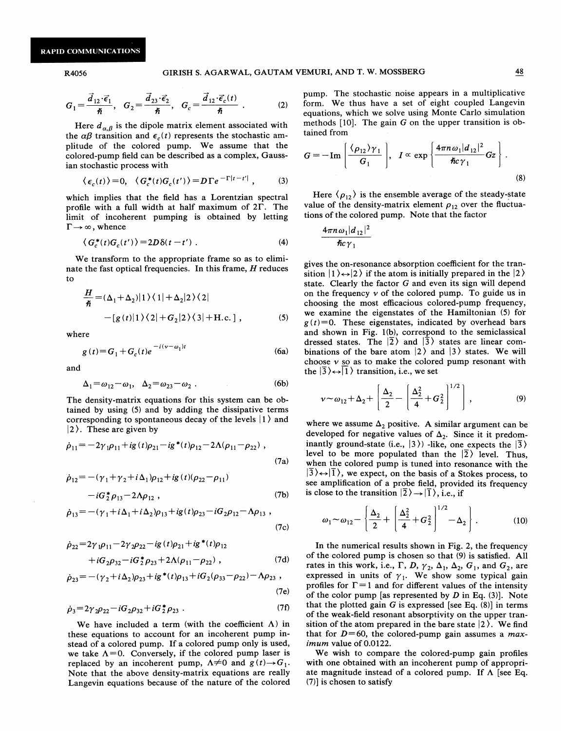$$G_1 = \frac{\vec{d}_{12}\cdot\vec{\epsilon}_1}{\hbar}, \quad G_2 = \frac{\vec{d}_{23}\cdot\vec{\epsilon}_2}{\hbar}, \quad G_c = \frac{\vec{d}_{12}\cdot\vec{\epsilon}_c(t)}{\hbar}. \tag{2}$$

Here $d_{\alpha,\beta}$ is the dipole matrix element associated with the $\alpha\beta$ transition and $\epsilon_c(t)$ represents the stochastic amplitude of the colored pump. We assume that the colored-pump field can be described as a complex, Gaussian stochastic process with

$$\langle \epsilon_c(t)\rangle = 0, \quad \langle G_c^*(t) G_c(t')\rangle = D\Gamma e^{-\Gamma|t-t'|}, \tag{3}$$

which implies that the field has a Lorentzian spectral profile with a full width at half maximum of $2\Gamma$. The limit of incoherent pumping is obtained by letting $\Gamma \to \infty$, whence

$$\langle G_c^*(t) G_c(t')\rangle = 2D\delta(t-t'). \tag{4}$$

We transform to the appropriate frame so as to eliminate the fast optical frequencies. In this frame, $H$ reduces to

$$\frac{H}{\hbar} = (\Delta_1+\Delta_2)|1\rangle\langle 1| + \Delta_2|2\rangle\langle 2| - [g(t)|1\rangle\langle 2| + G_2|2\rangle\langle 3| + \text{H.c.}], \tag{5}$$

where

$$g(t) = G_1 + G_c(t)e^{-i(\nu-\omega_1)t} \tag{6a}$$

and

$$\Delta_1 = \omega_{12}-\omega_1, \quad \Delta_2 = \omega_{23}-\omega_2. \tag{6b}$$

The density-matrix equations for this system can be obtained by using (5) and by adding the dissipative terms corresponding to spontaneous decay of the levels $|1\rangle$ and $|2\rangle$. These are given by

$$\dot\rho_{11} = -2\gamma_1\rho_{11} + ig(t)\rho_{21} - ig^*(t)\rho_{12} - 2\Lambda(\rho_{11}-\rho_{22}), \tag{7a}$$

$$\dot\rho_{12} = -(\gamma_1+\gamma_2+i\Delta_1)\rho_{12} + ig(t)(\rho_{22}-\rho_{11}) - iG_2^*\rho_{13} - 2\Lambda\rho_{12}, \tag{7b}$$

$$\dot\rho_{13} = -(\gamma_1+i\Delta_1+i\Delta_2)\rho_{13} + ig(t)\rho_{23} - iG_2\rho_{12} - \Lambda\rho_{13}, \tag{7c}$$

$$\dot\rho_{22} = 2\gamma_1\rho_{11} - 2\gamma_2\rho_{22} - ig(t)\rho_{21} + ig^*(t)\rho_{12} + iG_2\rho_{32} - iG_2^*\rho_{23} + 2\Lambda(\rho_{11}-\rho_{22}), \tag{7d}$$

$$\dot\rho_{23} = -(\gamma_2+i\Delta_2)\rho_{23} + ig^*(t)\rho_{13} + iG_2(\rho_{33}-\rho_{22}) - \Lambda\rho_{23}, \tag{7e}$$

$$\dot\rho_3 = 2\gamma_2\rho_{22} - iG_2\rho_{32} + iG_2^*\rho_{23}. \tag{7f}$$

We have included a term (with the coefficient $\Lambda$) in these equations to account for an incoherent pump instead of a colored pump. If a colored pump only is used, we take $\Lambda=0$. Conversely, if the colored pump laser is replaced by an incoherent pump, $\Lambda \neq 0$ and $g(t)\to G_1$. Note that the above density-matrix equations are really Langevin equations because of the nature of the colored pump. The stochastic noise appears in a multiplicative form. We thus have a set of eight coupled Langevin equations, which we solve using Monte Carlo simulation methods [10]. The gain $G$ on the upper transition is obtained from

$$G = -\text{Im}\left[\frac{\langle\rho_{12}\rangle\gamma_1}{G_1}\right], \quad I \propto \exp\left\{\frac{4\pi n\omega_1|d_{12}|^2}{\hbar c\gamma_1}Gz\right\}. \tag{8}$$

Here $\langle\rho_{12}\rangle$ is the ensemble average of the steady-state value of the density-matrix element $\rho_{12}$ over the fluctuations of the colored pump. Note that the factor

$$\frac{4\pi n\omega_1|d_{12}|^2}{\hbar c\gamma_1}$$

gives the on-resonance absorption coefficient for the transition $|1\rangle\leftrightarrow|2\rangle$ if the atom is initially prepared in the $|2\rangle$ state. Clearly the factor $G$ and even its sign will depend on the frequency $\nu$ of the colored pump. To guide us in choosing the most efficacious colored-pump frequency, we examine the eigenstates of the Hamiltonian (5) for $g(t)=0$. These eigenstates, indicated by overhead bars and shown in Fig. 1(b), correspond to the semiclassical dressed states. The $|\bar 2\rangle$ and $|\bar 3\rangle$ states are linear combinations of the bare atom $|2\rangle$ and $|3\rangle$ states. We will choose $\nu$ so as to make the colored pump resonant with the $|\bar 3\rangle\leftrightarrow|\bar 1\rangle$ transition, i.e., we set

$$\nu \sim \omega_{12} + \Delta_2 + \left[\frac{\Delta_2}{2} - \left[\frac{\Delta_2^2}{4}+G_2^2\right]^{1/2}\right], \tag{9}$$

where we assume $\Delta_2$ positive. A similar argument can be developed for negative values of $\Delta_2$. Since it it predominantly ground-state (i.e., $|3\rangle$) -like, one expects the $|\bar 3\rangle$ level to be more populated than the $|\bar 2\rangle$ level. Thus, when the colored pump is tuned into resonance with the $|\bar 3\rangle\leftrightarrow|\bar 1\rangle$, we expect, on the basis of a Stokes process, to see amplification of a probe field, provided its frequency is close to the transition $|\bar 2\rangle\to|\bar 1\rangle$, i.e., if

$$\omega_1 \sim \omega_{12} - \left\{\frac{\Delta_2}{2} + \left[\frac{\Delta_2^2}{4}+G_2^2\right]^{1/2} - \Delta_2\right\}. \tag{10}$$

In the numerical results shown in Fig. 2, the frequency of the colored pump is chosen so that (9) is satisfied. All rates in this work, i.e., $\Gamma$, $D$, $\gamma_2$, $\Delta_1$, $\Delta_2$, $G_1$, and $G_2$, are expressed in units of $\gamma_1$. We show some typical gain profiles for $\Gamma=1$ and for different values of the intensity of the color pump [as represented by $D$ in Eq. (3)]. Note that the plotted gain $G$ is expressed [see Eq. (8)] in terms of the weak-field resonant absorptivity on the upper transition of the atom prepared in the bare state $|2\rangle$. We find that for $D=60$, the colored-pump gain assumes a *maximum* value of 0.0122.

We wish to compare the colored-pump gain profiles with one obtained with an incoherent pump of appropriate magnitude instead of a colored pump. If $\Lambda$ [see Eq. (7)] is chosen to satisfy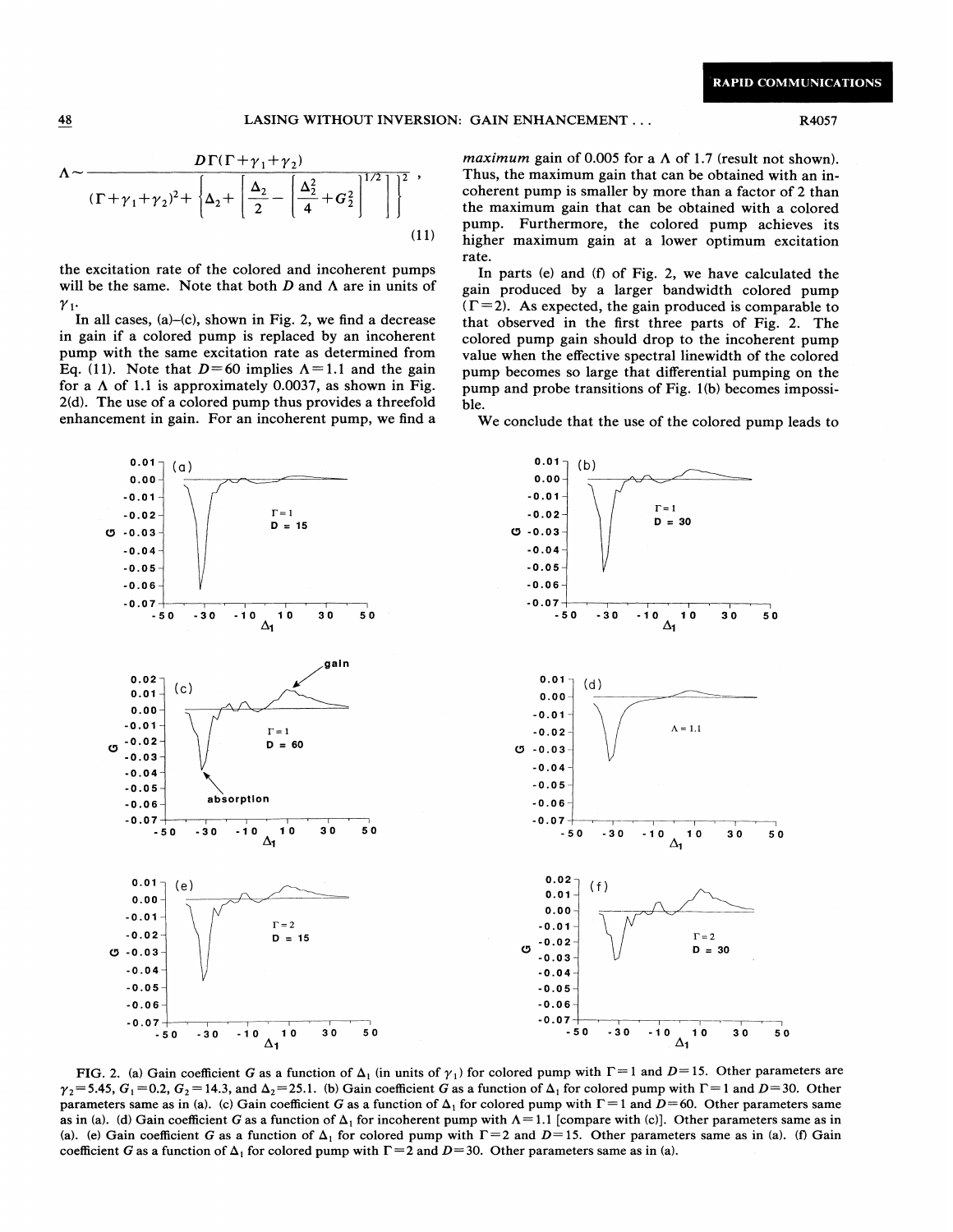$$\Lambda \sim \frac{D\Gamma(\Gamma+\gamma_1+\gamma_2)}{(\Gamma+\gamma_1+\gamma_2)^2+\left\{\Delta_2+\left[\frac{\Delta_2}{2}-\left[\frac{\Delta_2^2}{4}+G_2^2\right]^{1/2}\right]\right\}^2}, \tag{11}$$

the excitation rate of the colored and incoherent pumps will be the same. Note that both $D$ and $\Lambda$ are in units of $\gamma_1$.

In all cases, (a)–(c), shown in Fig. 2, we find a decrease in gain if a colored pump is replaced by an incoherent pump with the same excitation rate as determined from Eq. (11). Note that $D=60$ implies $\Lambda=1.1$ and the gain for a $\Lambda$ of 1.1 is approximately 0.0037, as shown in Fig. 2(d). The use of a colored pump thus provides a threefold enhancement in gain. For an incoherent pump, we find a *maximum* gain of 0.005 for a $\Lambda$ of 1.7 (result not shown). Thus, the maximum gain that can be obtained with an incoherent pump is smaller by more than a factor of 2 than the maximum gain that can be obtained with a colored pump. Furthermore, the colored pump achieves its higher maximum gain at a lower optimum excitation rate.

In parts (e) and (f) of Fig. 2, we have calculated the gain produced by a larger bandwidth colored pump ($\Gamma=2$). As expected, the gain produced is comparable to that observed in the first three parts of Fig. 2. The colored pump gain should drop to the incoherent pump value when the effective spectral linewidth of the colored pump becomes so large that differential pumping on the pump and probe transitions of Fig. 1(b) becomes impossible.

We conclude that the use of the colored pump leads to

FIG. 2. (a) Gain coefficient $G$ as a function of $\Delta_1$ (in units of $\gamma_1$) for colored pump with $\Gamma=1$ and $D=15$. Other parameters are $\gamma_2=5.45$, $G_1=0.2$, $G_2=14.3$, and $\Delta_2=25.1$. (b) Gain coefficient $G$ as a function of $\Delta_1$ for colored pump with $\Gamma=1$ and $D=30$. Other parameters same as in (a). (c) Gain coefficient $G$ as a function of $\Delta_1$ for colored pump with $\Gamma=1$ and $D=60$. Other parameters same as in (a). (d) Gain coefficient $G$ as a function of $\Delta_1$ for incoherent pump with $\Lambda=1.1$ [compare with (c)]. Other parameters same as in (a). (e) Gain coefficient $G$ as a function of $\Delta_1$ for colored pump with $\Gamma=2$ and $D=15$. Other parameters same as in (a). (f) Gain coefficient $G$ as a function of $\Delta_1$ for colored pump with $\Gamma=2$ and $D=30$. Other parameters same as in (a).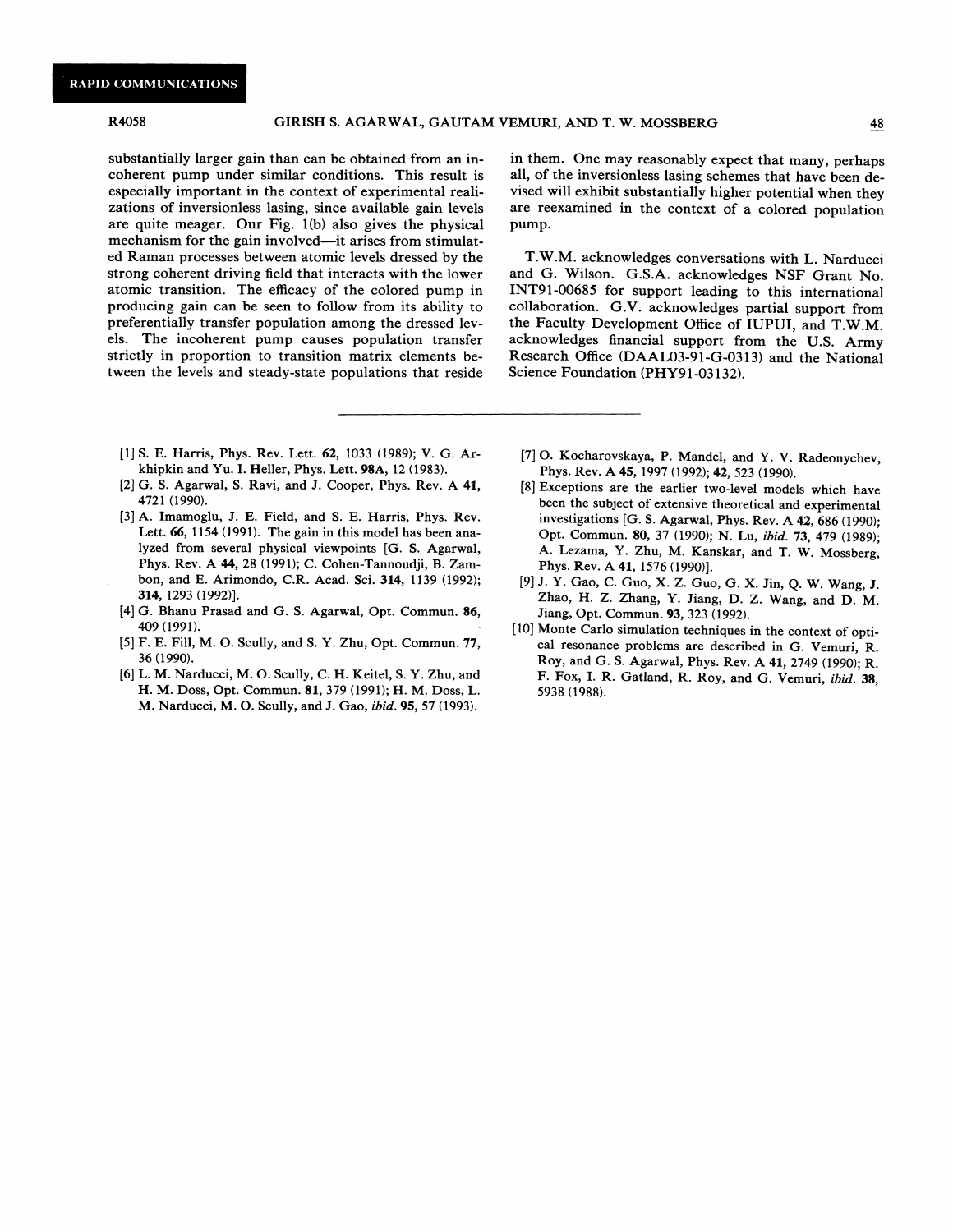substantially larger gain than can be obtained from an incoherent pump under similar conditions. This result is especially important in the context of experimental realizations of inversionless lasing, since available gain levels are quite meager. Our Fig. 1(b) also gives the physical mechanism for the gain involved—it arises from stimulated Raman processes between atomic levels dressed by the strong coherent driving field that interacts with the lower atomic transition. The efficacy of the colored pump in producing gain can be seen to follow from its ability to preferentially transfer population among the dressed levels. The incoherent pump causes population transfer strictly in proportion to transition matrix elements between the levels and steady-state populations that reside in them. One may reasonably expect that many, perhaps all, of the inversionless lasing schemes that have been devised will exhibit substantially higher potential when they are reexamined in the context of a colored population pump.

T.W.M. acknowledges conversations with L. Narducci and G. Wilson. G.S.A. acknowledges NSF Grant No. INT91-00685 for support leading to this international collaboration. G.V. acknowledges partial support from the Faculty Development Office of IUPUI, and T.W.M. acknowledges financial support from the U.S. Army Research Office (DAAL03-91-G-0313) and the National Science Foundation (PHY91-03132).

---

[1] S. E. Harris, Phys. Rev. Lett. **62**, 1033 (1989); V. G. Arkhipkin and Yu. I. Heller, Phys. Lett. **98A**, 12 (1983).

[2] G. S. Agarwal, S. Ravi, and J. Cooper, Phys. Rev. A **41**, 4721 (1990).

[3] A. Imamoglu, J. E. Field, and S. E. Harris, Phys. Rev. Lett. **66**, 1154 (1991). The gain in this model has been analyzed from several physical viewpoints [G. S. Agarwal, Phys. Rev. A **44**, 28 (1991); C. Cohen-Tannoudji, B. Zambon, and E. Arimondo, C.R. Acad. Sci. **314**, 1139 (1992); **314**, 1293 (1992)].

[4] G. Bhanu Prasad and G. S. Agarwal, Opt. Commun. **86**, 409 (1991).

[5] F. E. Fill, M. O. Scully, and S. Y. Zhu, Opt. Commun. **77**, 36 (1990).

[6] L. M. Narducci, M. O. Scully, C. H. Keitel, S. Y. Zhu, and H. M. Doss, Opt. Commun. **81**, 379 (1991); H. M. Doss, L. M. Narducci, M. O. Scully, and J. Gao, *ibid.* **95**, 57 (1993).

[7] O. Kocharovskaya, P. Mandel, and Y. V. Radeonychev, Phys. Rev. A **45**, 1997 (1992); **42**, 523 (1990).

[8] Exceptions are the earlier two-level models which have been the subject of extensive theoretical and experimental investigations [G. S. Agarwal, Phys. Rev. A **42**, 686 (1990); Opt. Commun. **80**, 37 (1990); N. Lu, *ibid.* **73**, 479 (1989); A. Lezama, Y. Zhu, M. Kanskar, and T. W. Mossberg, Phys. Rev. A **41**, 1576 (1990)].

[9] J. Y. Gao, C. Guo, X. Z. Guo, G. X. Jin, Q. W. Wang, J. Zhao, H. Z. Zhang, Y. Jiang, D. Z. Wang, and D. M. Jiang, Opt. Commun. **93**, 323 (1992).

[10] Monte Carlo simulation techniques in the context of optical resonance problems are described in G. Vemuri, R. Roy, and G. S. Agarwal, Phys. Rev. A **41**, 2749 (1990); R. F. Fox, I. R. Gatland, R. Roy, and G. Vemuri, *ibid.* **38**, 5938 (1988).